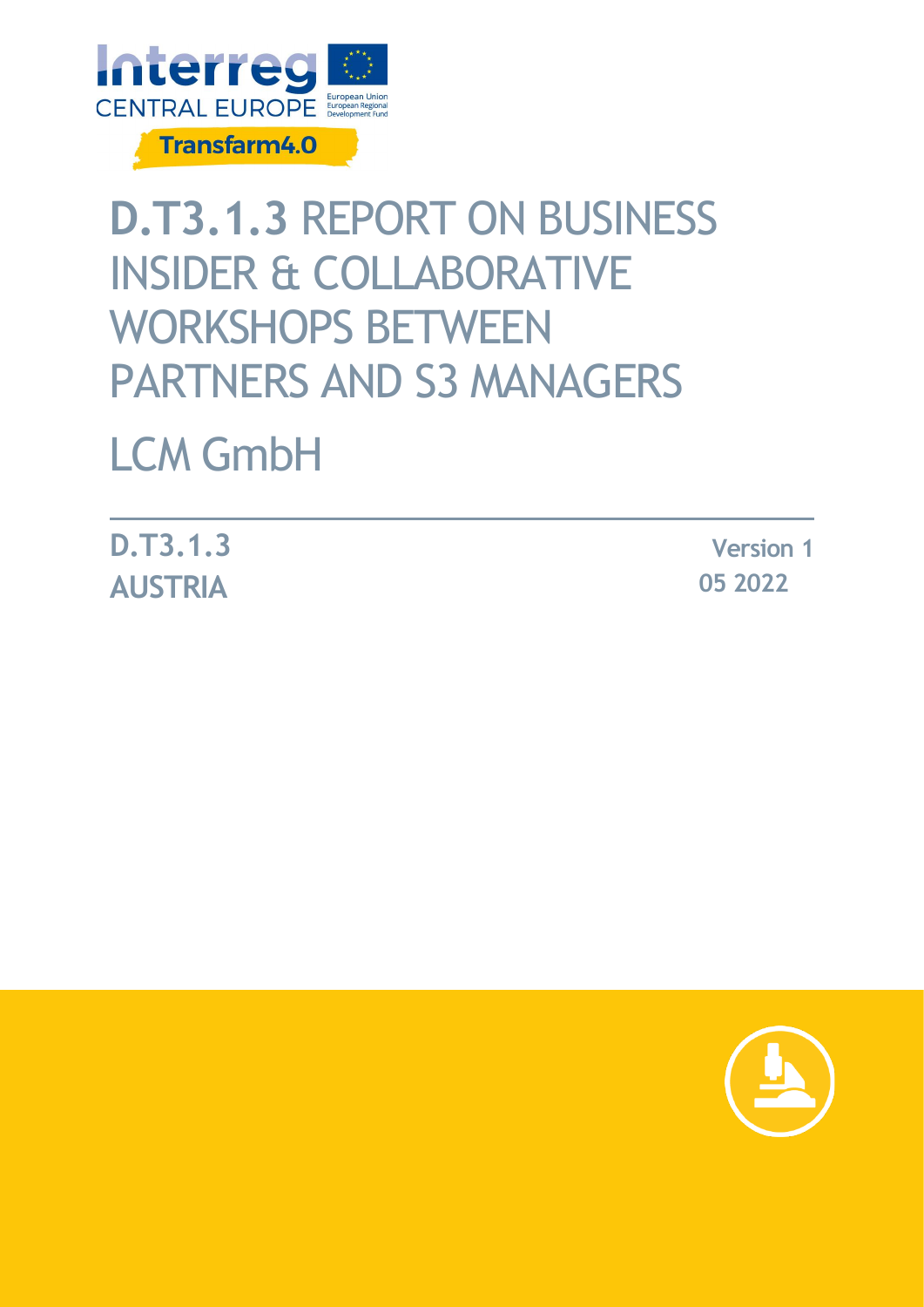Interreg CENTRAL EUROPE

European Union
European Regional Development Fund

Transfarm4.0

# **D.T3.1.3** REPORT ON BUSINESS INSIDER & COLLABORATIVE WORKSHOPS BETWEEN PARTNERS AND S3 MANAGERS

# LCM GmbH

**D.T3.1.3** **Version 1**

**AUSTRIA** **05 2022**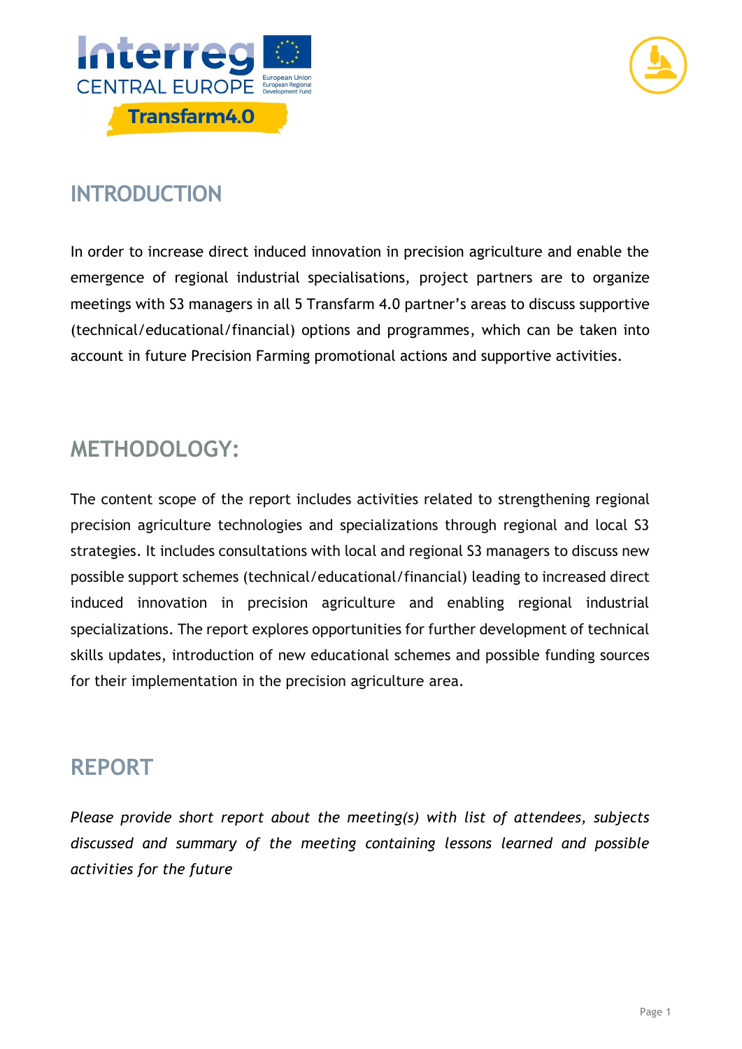## INTRODUCTION

In order to increase direct induced innovation in precision agriculture and enable the emergence of regional industrial specialisations, project partners are to organize meetings with S3 managers in all 5 Transfarm 4.0 partner's areas to discuss supportive (technical/educational/financial) options and programmes, which can be taken into account in future Precision Farming promotional actions and supportive activities.

## METHODOLOGY:

The content scope of the report includes activities related to strengthening regional precision agriculture technologies and specializations through regional and local S3 strategies. It includes consultations with local and regional S3 managers to discuss new possible support schemes (technical/educational/financial) leading to increased direct induced innovation in precision agriculture and enabling regional industrial specializations. The report explores opportunities for further development of technical skills updates, introduction of new educational schemes and possible funding sources for their implementation in the precision agriculture area.

## REPORT

*Please provide short report about the meeting(s) with list of attendees, subjects discussed and summary of the meeting containing lessons learned and possible activities for the future*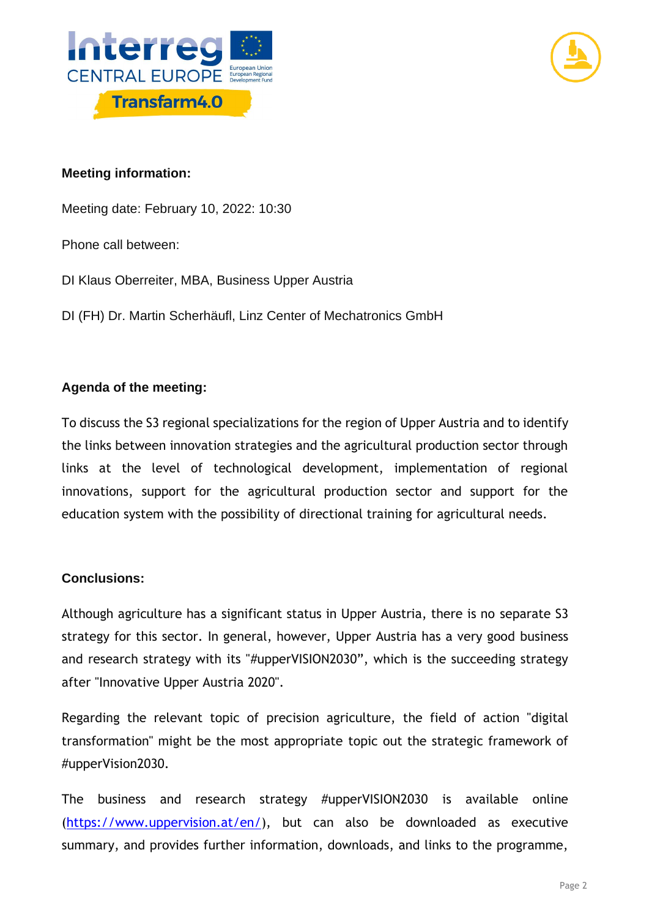**Meeting information:**

Meeting date: February 10, 2022: 10:30

Phone call between:

DI Klaus Oberreiter, MBA, Business Upper Austria

DI (FH) Dr. Martin Scherhäufl, Linz Center of Mechatronics GmbH

**Agenda of the meeting:**

To discuss the S3 regional specializations for the region of Upper Austria and to identify the links between innovation strategies and the agricultural production sector through links at the level of technological development, implementation of regional innovations, support for the agricultural production sector and support for the education system with the possibility of directional training for agricultural needs.

**Conclusions:**

Although agriculture has a significant status in Upper Austria, there is no separate S3 strategy for this sector. In general, however, Upper Austria has a very good business and research strategy with its "#upperVISION2030", which is the succeeding strategy after "Innovative Upper Austria 2020".

Regarding the relevant topic of precision agriculture, the field of action "digital transformation" might be the most appropriate topic out the strategic framework of #upperVision2030.

The business and research strategy #upperVISION2030 is available online (https://www.uppervision.at/en/), but can also be downloaded as executive summary, and provides further information, downloads, and links to the programme,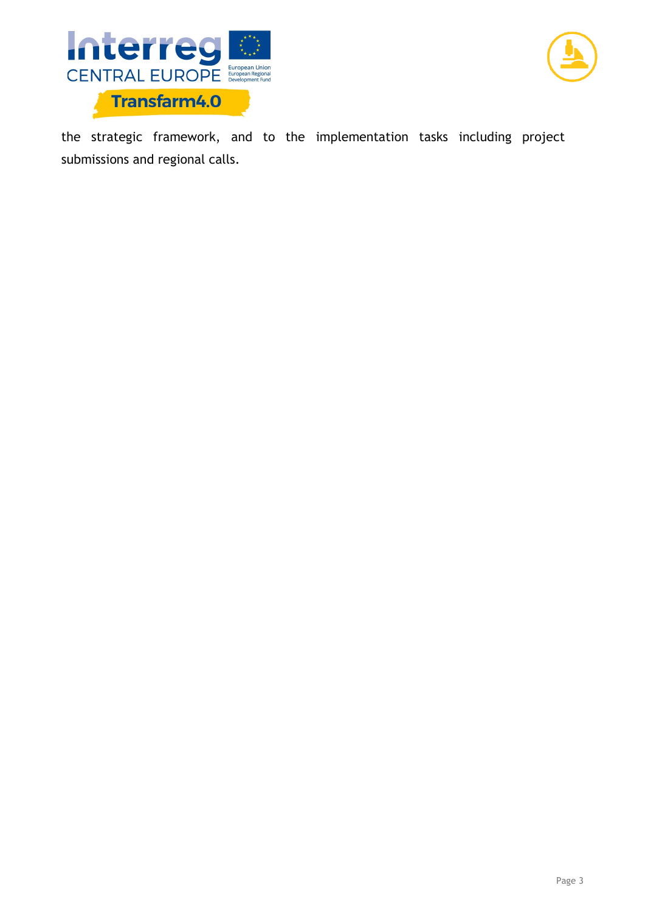the strategic framework, and to the implementation tasks including project submissions and regional calls.